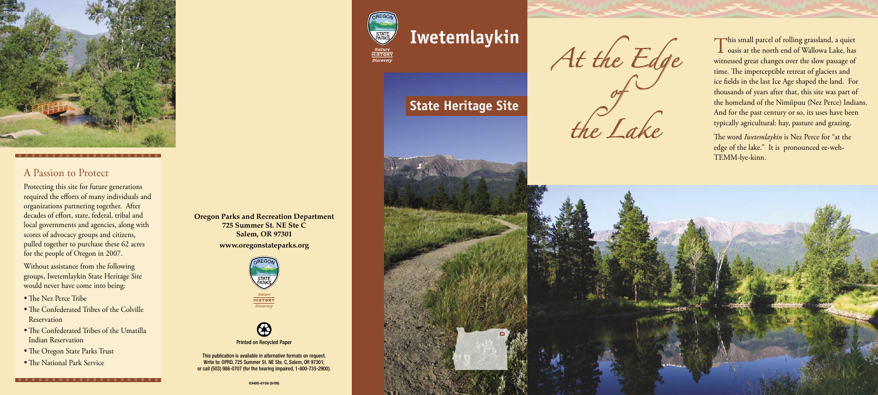## A Passion to Protect

Protecting this site for future generations required the efforts of many individuals and organizations partnering together. After decades of effort, state, federal, tribal and local governments and agencies, along with scores of advocacy groups and citizens, pulled together to purchase these 62 acres for the people of Oregon in 2007.

Without assistance from the following groups, Iwetemlaykin State Heritage Site would never have come into being:

- The Nez Perce Tribe
- The Confederated Tribes of the Colville Reservation
- The Confederated Tribes of the Umatilla Indian Reservation
- The Oregon State Parks Trust
- The National Park Service

**Oregon Parks and Recreation Department**
**725 Summer St. NE Ste C**
**Salem, OR 97301**

**www.oregonstateparks.org**

Oregon State Parks — Nature, History, Discovery

Printed on Recycled Paper

This publication is available in alternative formats on request. Write to: OPRD, 725 Summer St. NE Ste. C, Salem, OR 97301; or call (503) 986-0707 (for the hearing impaired, 1-800-735-2900).

63400-8156 (9/09)

# Iwetemlaykin

## State Heritage Site

*At the Edge of the Lake*

This small parcel of rolling grassland, a quiet oasis at the north end of Wallowa Lake, has witnessed great changes over the slow passage of time. The imperceptible retreat of glaciers and ice fields in the last Ice Age shaped the land. For thousands of years after that, this site was part of the homeland of the Nimíipuu (Nez Perce) Indians. And for the past century or so, its uses have been typically agricultural: hay, pasture and grazing.

The word *Iwetemlaykin* is Nez Perce for "at the edge of the lake." It is pronounced ee-weh-TEMM-lye-kinn.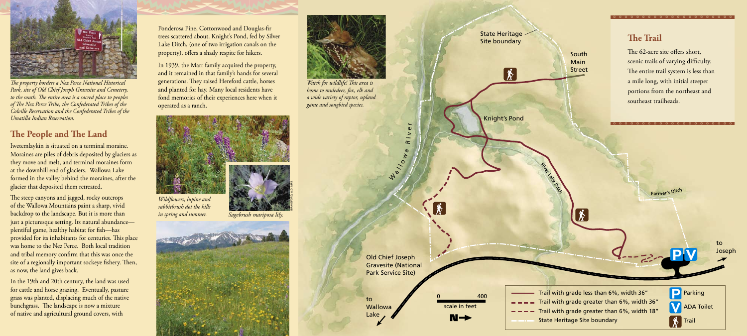*The property borders a Nez Perce National Historical Park, site of Old Chief Joseph Gravesite and Cemetery, to the south. The entire area is a sacred place to peoples of The Nez Perce Tribe, the Confederated Tribes of the Colville Reservation and the Confederated Tribes of the Umatilla Indian Reservation.*

## The People and The Land

Iwetemlaykin is situated on a terminal moraine. Moraines are piles of debris deposited by glaciers as they move and melt, and terminal moraines form at the downhill end of glaciers. Wallowa Lake formed in the valley behind the moraines, after the glacier that deposited them retreated.

The steep canyons and jagged, rocky outcrops of the Wallowa Mountains paint a sharp, vivid backdrop to the landscape. But it is more than just a picturesque setting. Its natural abundance—plentiful game, healthy habitat for fish—has provided for its inhabitants for centuries. This place was home to the Nez Perce. Both local tradition and tribal memory confirm that this was once the site of a regionally important sockeye fishery. Then, as now, the land gives back.

In the 19th and 20th century, the land was used for cattle and horse grazing. Eventually, pasture grass was planted, displacing much of the native bunchgrass. The landscape is now a mixture of native and agricultural ground covers, with Ponderosa Pine, Cottonwood and Douglas-fir trees scattered about. Knight's Pond, fed by Silver Lake Ditch, (one of two irrigation canals on the property), offers a shady respite for hikers.

In 1939, the Marr family acquired the property, and it remained in that family's hands for several generations. They raised Hereford cattle, horses and planted for hay. Many local residents have fond memories of their experiences here when it operated as a ranch.

*Wildflowers, lupine and rabbitbrush dot the hills in spring and summer.*

*Sagebrush mariposa lily.*

*Watch for wildlife! This area is home to muledeer, fox, elk and a wide variety of raptor, upland game and songbird species.*

State Heritage Site boundary

South Main Street

Knight's Pond

Wallowa River

Silver Lake Ditch

Farmer's Ditch

to Joseph

Old Chief Joseph Gravesite (National Park Service Site)

to Wallowa Lake

0 400

scale in feet

N

- Trail with grade less than 6%, width 36"
- Trail with grade greater than 6%, width 36"
- Trail with grade greater than 6%, width 18"
- State Heritage Site boundary
- P Parking
- V ADA Toilet
- Trail

## The Trail

The 62-acre site offers short, scenic trails of varying difficulty. The entire trail system is less than a mile long, with initial steeper portions from the northeast and southeast trailheads.